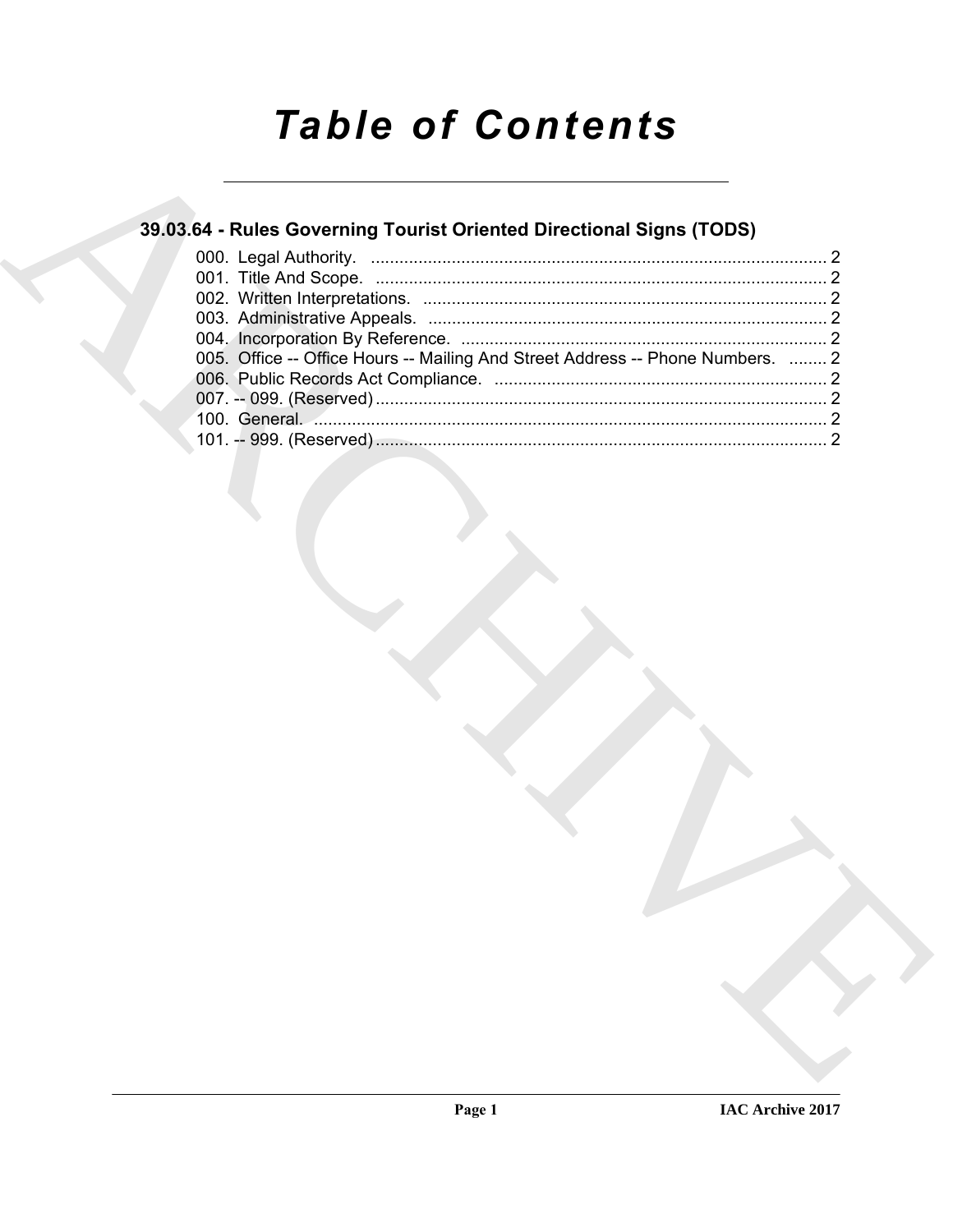# *Table of Contents*

## 39.03.64 - Rules Governing Tourist Oriented Directional Signs (TODS)

000. Legal Authority. ................................................................................................ 2
001. Title And Scope. ............................................................................................... 2
002. Written Interpretations. ..................................................................................... 2
003. Administrative Appeals. .................................................................................... 2
004. Incorporation By Reference. ............................................................................. 2
005. Office -- Office Hours -- Mailing And Street Address -- Phone Numbers. ........ 2
006. Public Records Act Compliance. ...................................................................... 2
007. -- 099. (Reserved) ............................................................................................... 2
100. General. ............................................................................................................ 2
101. -- 999. (Reserved) ............................................................................................... 2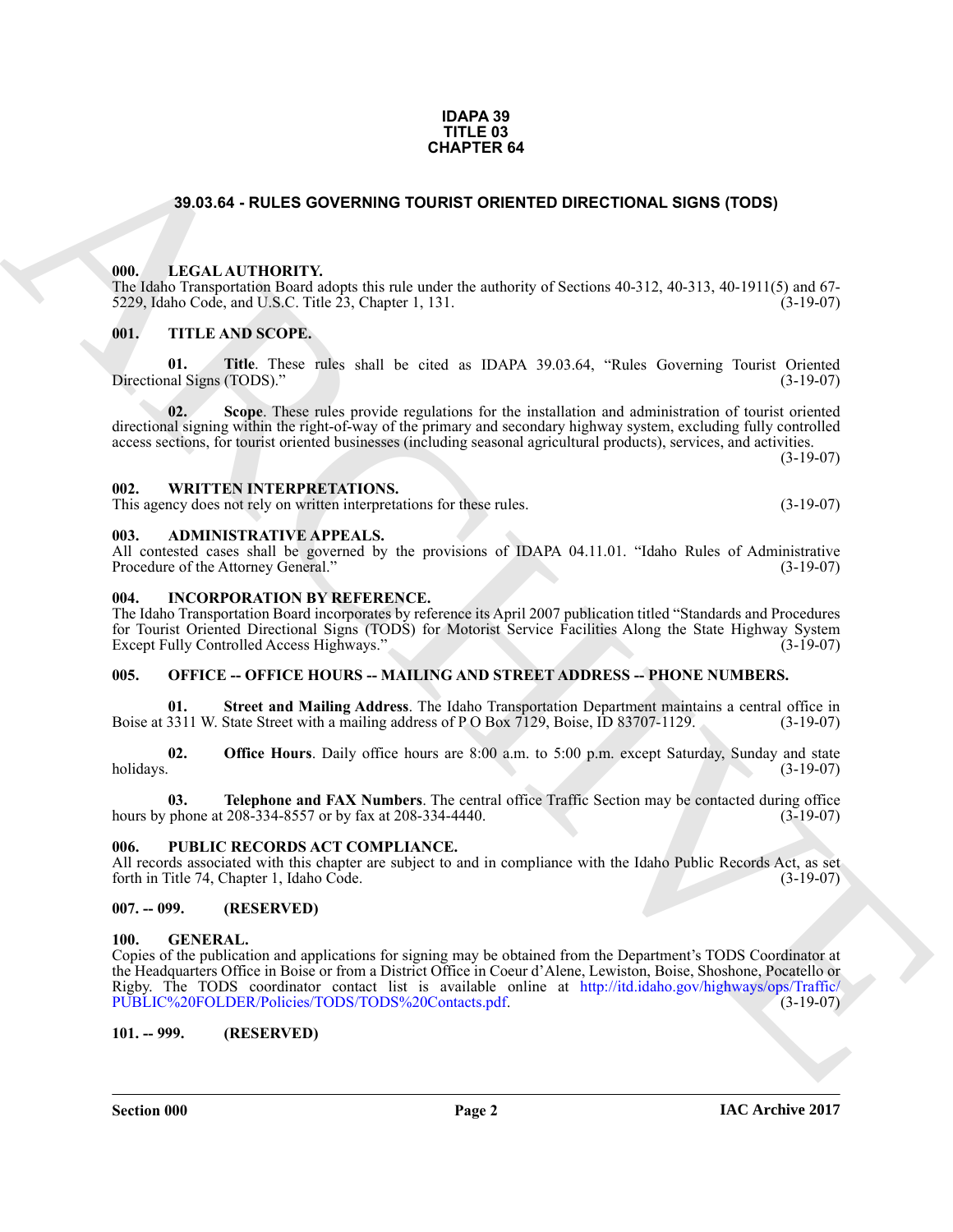**IDAPA 39**
**TITLE 03**
**CHAPTER 64**

# 39.03.64 - RULES GOVERNING TOURIST ORIENTED DIRECTIONAL SIGNS (TODS)

### 000. LEGAL AUTHORITY.

The Idaho Transportation Board adopts this rule under the authority of Sections 40-312, 40-313, 40-1911(5) and 67-5229, Idaho Code, and U.S.C. Title 23, Chapter 1, 131. (3-19-07)

### 001. TITLE AND SCOPE.

**01. Title**. These rules shall be cited as IDAPA 39.03.64, "Rules Governing Tourist Oriented Directional Signs (TODS)." (3-19-07)

**02. Scope**. These rules provide regulations for the installation and administration of tourist oriented directional signing within the right-of-way of the primary and secondary highway system, excluding fully controlled access sections, for tourist oriented businesses (including seasonal agricultural products), services, and activities. (3-19-07)

### 002. WRITTEN INTERPRETATIONS.

This agency does not rely on written interpretations for these rules. (3-19-07)

### 003. ADMINISTRATIVE APPEALS.

All contested cases shall be governed by the provisions of IDAPA 04.11.01. "Idaho Rules of Administrative Procedure of the Attorney General." (3-19-07)

### 004. INCORPORATION BY REFERENCE.

The Idaho Transportation Board incorporates by reference its April 2007 publication titled "Standards and Procedures for Tourist Oriented Directional Signs (TODS) for Motorist Service Facilities Along the State Highway System Except Fully Controlled Access Highways." (3-19-07)

### 005. OFFICE -- OFFICE HOURS -- MAILING AND STREET ADDRESS -- PHONE NUMBERS.

**01. Street and Mailing Address**. The Idaho Transportation Department maintains a central office in Boise at 3311 W. State Street with a mailing address of P O Box 7129, Boise, ID 83707-1129. (3-19-07)

**02. Office Hours**. Daily office hours are 8:00 a.m. to 5:00 p.m. except Saturday, Sunday and state holidays. (3-19-07)

**03. Telephone and FAX Numbers**. The central office Traffic Section may be contacted during office hours by phone at 208-334-8557 or by fax at 208-334-4440. (3-19-07)

### 006. PUBLIC RECORDS ACT COMPLIANCE.

All records associated with this chapter are subject to and in compliance with the Idaho Public Records Act, as set forth in Title 74, Chapter 1, Idaho Code. (3-19-07)

### 007. -- 099. (RESERVED)

### 100. GENERAL.

Copies of the publication and applications for signing may be obtained from the Department's TODS Coordinator at the Headquarters Office in Boise or from a District Office in Coeur d'Alene, Lewiston, Boise, Shoshone, Pocatello or Rigby. The TODS coordinator contact list is available online at http://itd.idaho.gov/highways/ops/Traffic/PUBLIC%20FOLDER/Policies/TODS/TODS%20Contacts.pdf. (3-19-07)

### 101. -- 999. (RESERVED)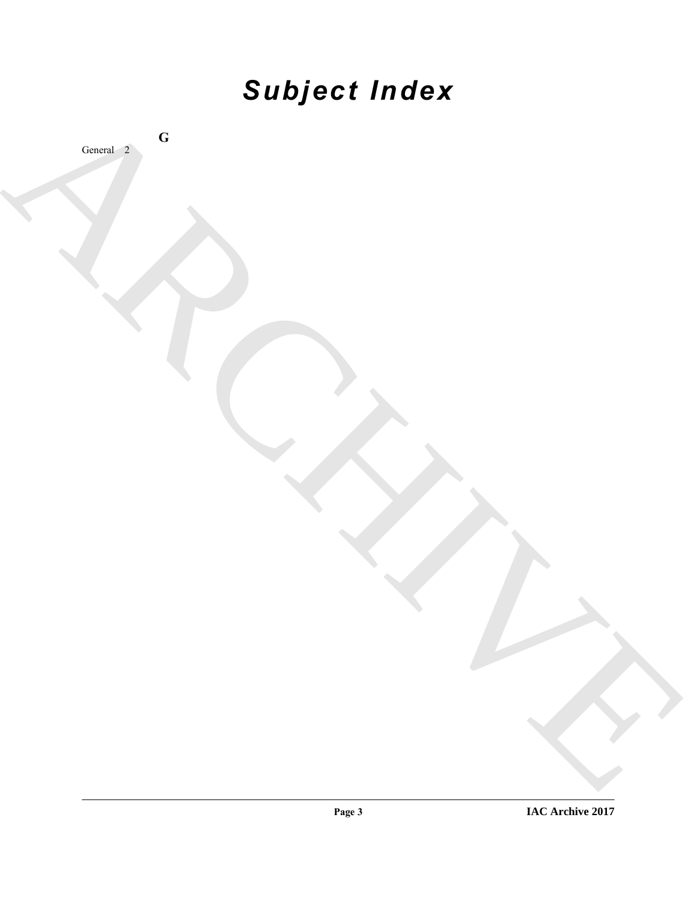# *Subject Index*

**G**

General 2